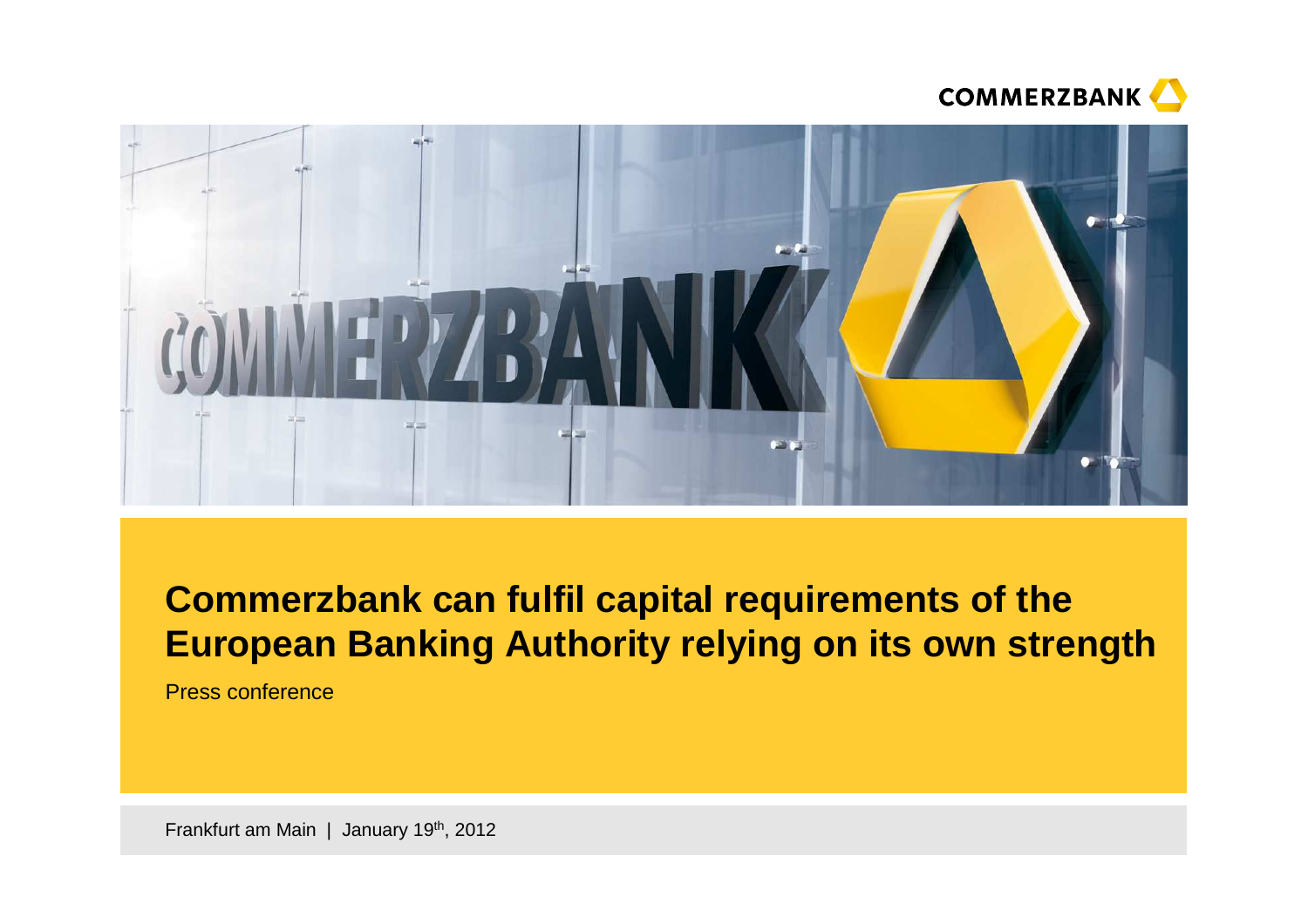# Commerzbank can fulfil capital requirements of the European Banking Authority relying on its own strength

Press conference

Frankfurt am Main | January 19th, 2012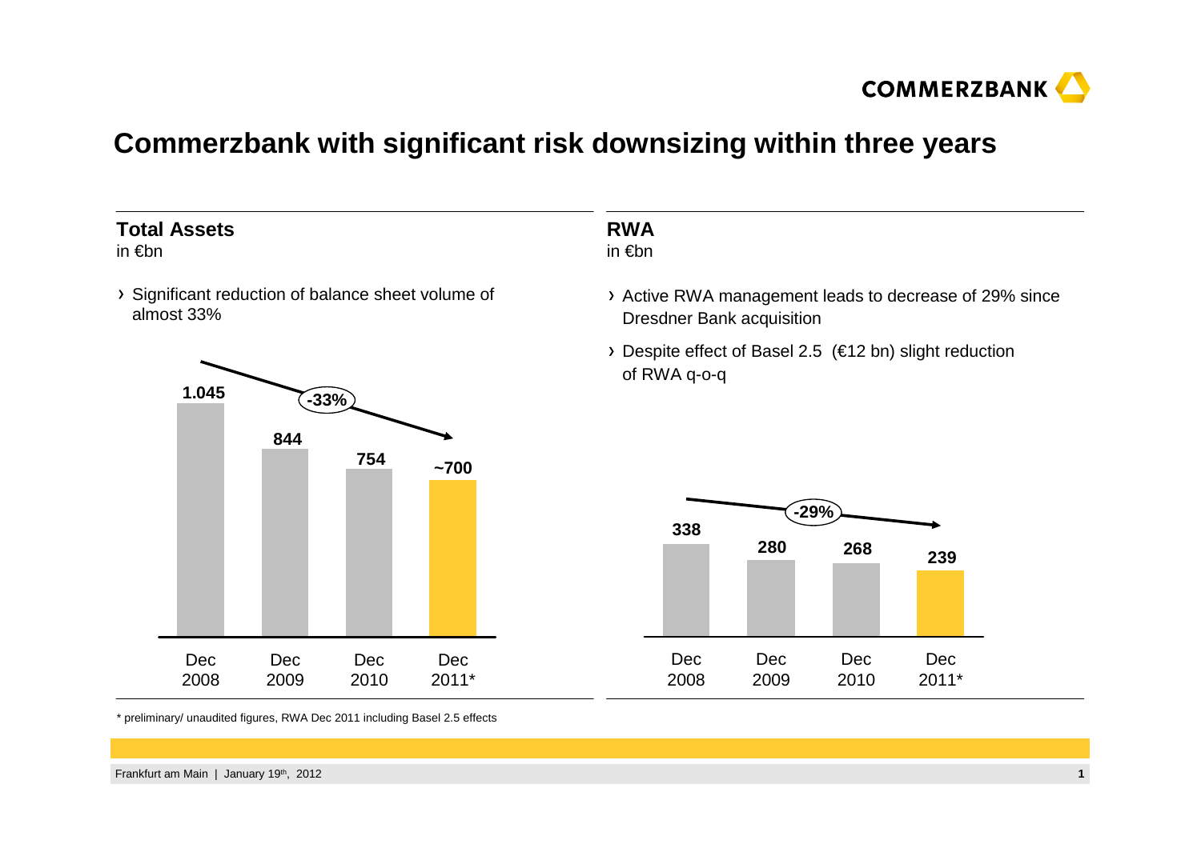# Commerzbank with significant risk downsizing within three years

## Total Assets

in €bn

- Significant reduction of balance sheet volume of almost 33%

| | Dec 2008 | Dec 2009 | Dec 2010 | Dec 2011* |
|---|---|---|---|---|
| Total Assets | 1.045 | 844 | 754 | ~700 |

-33%

## RWA

in €bn

- Active RWA management leads to decrease of 29% since Dresdner Bank acquisition
- Despite effect of Basel 2.5 (€12 bn) slight reduction of RWA q-o-q

| | Dec 2008 | Dec 2009 | Dec 2010 | Dec 2011* |
|---|---|---|---|---|
| RWA | 338 | 280 | 268 | 239 |

-29%

\* preliminary/ unaudited figures, RWA Dec 2011 including Basel 2.5 effects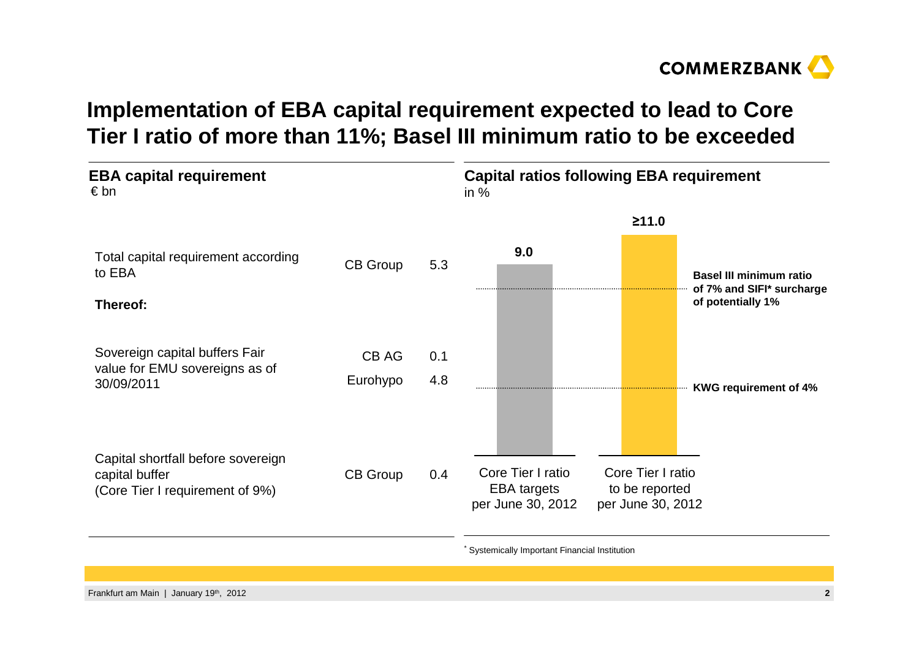# Implementation of EBA capital requirement expected to lead to Core Tier I ratio of more than 11%; Basel III minimum ratio to be exceeded

## EBA capital requirement

€ bn

| | | |
|---|---|---|
| Total capital requirement according to EBA | CB Group | 5.3 |
| **Thereof:** | | |
| Sovereign capital buffers Fair value for EMU sovereigns as of 30/09/2011 | CB AG | 0.1 |
| | Eurohypo | 4.8 |
| Capital shortfall before sovereign capital buffer (Core Tier I requirement of 9%) | CB Group | 0.4 |

## Capital ratios following EBA requirement

in %

| | Core Tier I ratio EBA targets per June 30, 2012 | Core Tier I ratio to be reported per June 30, 2012 |
|---|---|---|
| Value | 9.0 | ≥11.0 |

**Basel III minimum ratio of 7% and SIFI* surcharge of potentially 1%**

**KWG requirement of 4%**

* Systemically Important Financial Institution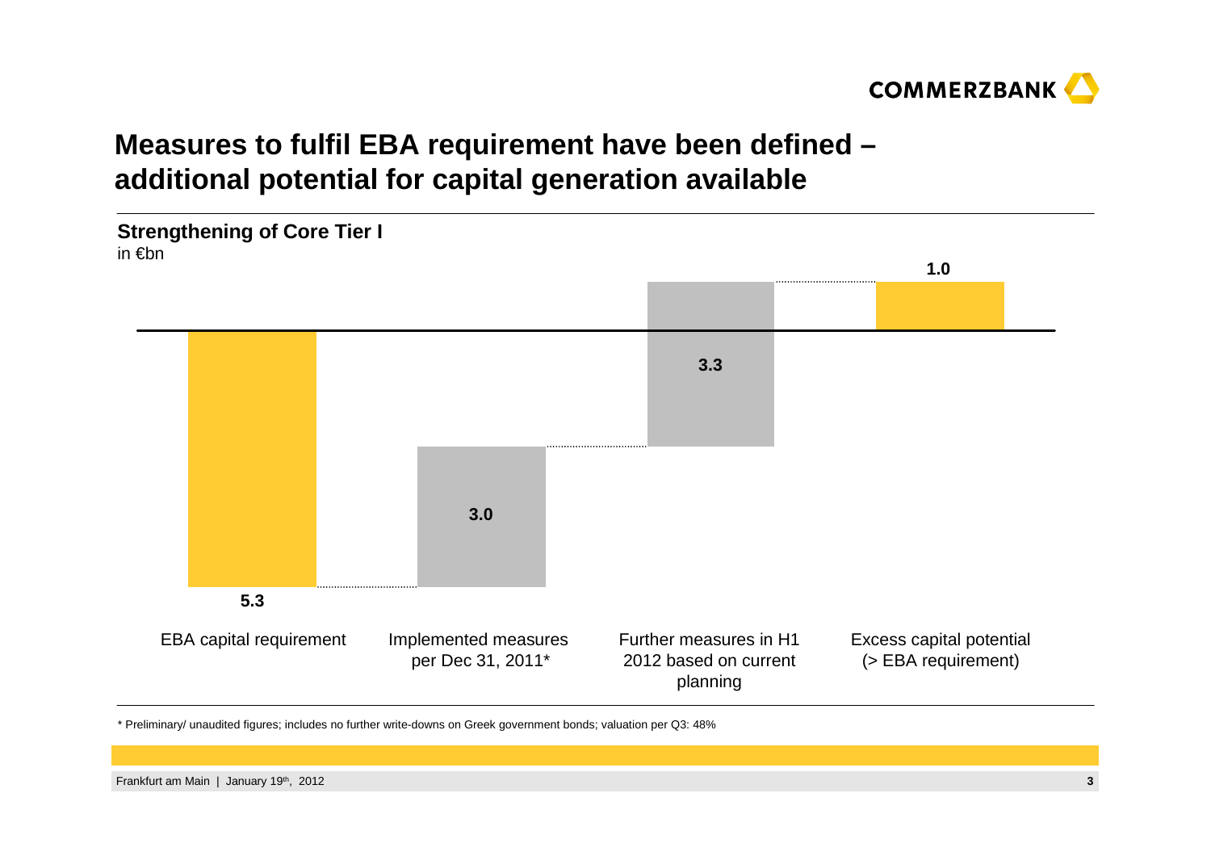# Measures to fulfil EBA requirement have been defined – additional potential for capital generation available

**Strengthening of Core Tier I**
in €bn

| EBA capital requirement | Implemented measures per Dec 31, 2011* | Further measures in H1 2012 based on current planning | Excess capital potential (> EBA requirement) |
|---|---|---|---|
| 5.3 | 3.0 | 3.3 | 1.0 |

\* Preliminary/ unaudited figures; includes no further write-downs on Greek government bonds; valuation per Q3: 48%

Frankfurt am Main | January 19th, 2012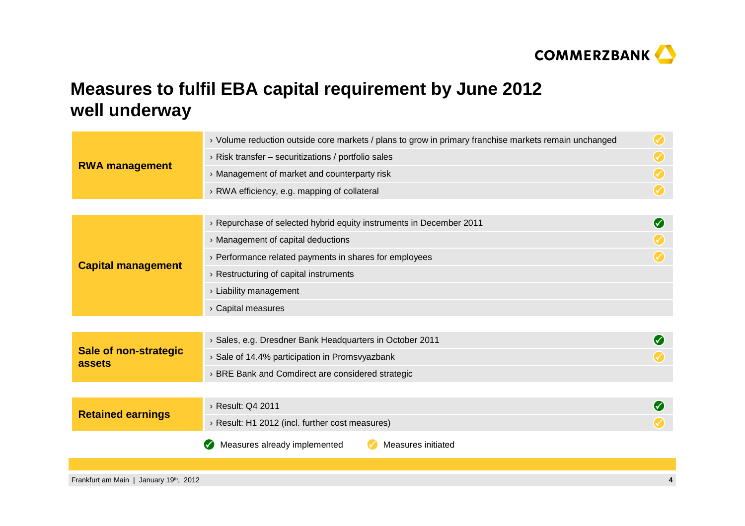# Measures to fulfil EBA capital requirement by June 2012 well underway

| Category | Measure | Status |
|---|---|---|
| **RWA management** | › Volume reduction outside core markets / plans to grow in primary franchise markets remain unchanged | Measures initiated |
| | › Risk transfer – securitizations / portfolio sales | Measures initiated |
| | › Management of market and counterparty risk | Measures initiated |
| | › RWA efficiency, e.g. mapping of collateral | Measures initiated |
| **Capital management** | › Repurchase of selected hybrid equity instruments in December 2011 | Measures already implemented |
| | › Management of capital deductions | Measures initiated |
| | › Performance related payments in shares for employees | Measures initiated |
| | › Restructuring of capital instruments | |
| | › Liability management | |
| | › Capital measures | |
| **Sale of non-strategic assets** | › Sales, e.g. Dresdner Bank Headquarters in October 2011 | Measures already implemented |
| | › Sale of 14.4% participation in Promsvyazbank | Measures initiated |
| | › BRE Bank and Comdirect are considered strategic | |
| **Retained earnings** | › Result: Q4 2011 | Measures already implemented |
| | › Result: H1 2012 (incl. further cost measures) | Measures initiated |

Legend: Measures already implemented | Measures initiated

Frankfurt am Main | January 19th, 2012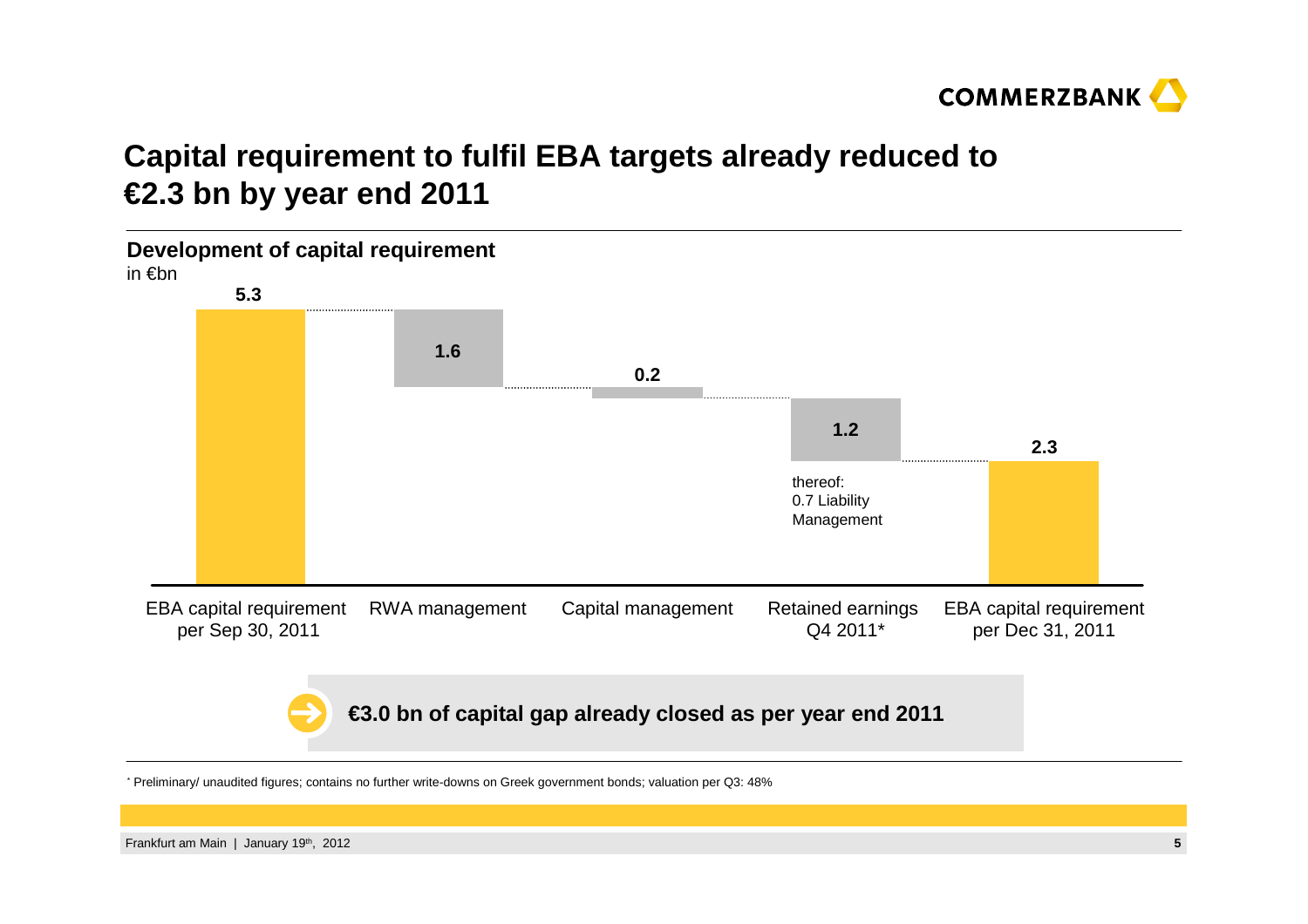# Capital requirement to fulfil EBA targets already reduced to €2.3 bn by year end 2011

## Development of capital requirement

in €bn

| | EBA capital requirement per Sep 30, 2011 | RWA management | Capital management | Retained earnings Q4 2011* | EBA capital requirement per Dec 31, 2011 |
|---|---|---|---|---|---|
| Value | 5.3 | 1.6 | 0.2 | 1.2 | 2.3 |

Retained earnings Q4 2011*: thereof: 0.7 Liability Management

**€3.0 bn of capital gap already closed as per year end 2011**

* Preliminary/ unaudited figures; contains no further write-downs on Greek government bonds; valuation per Q3: 48%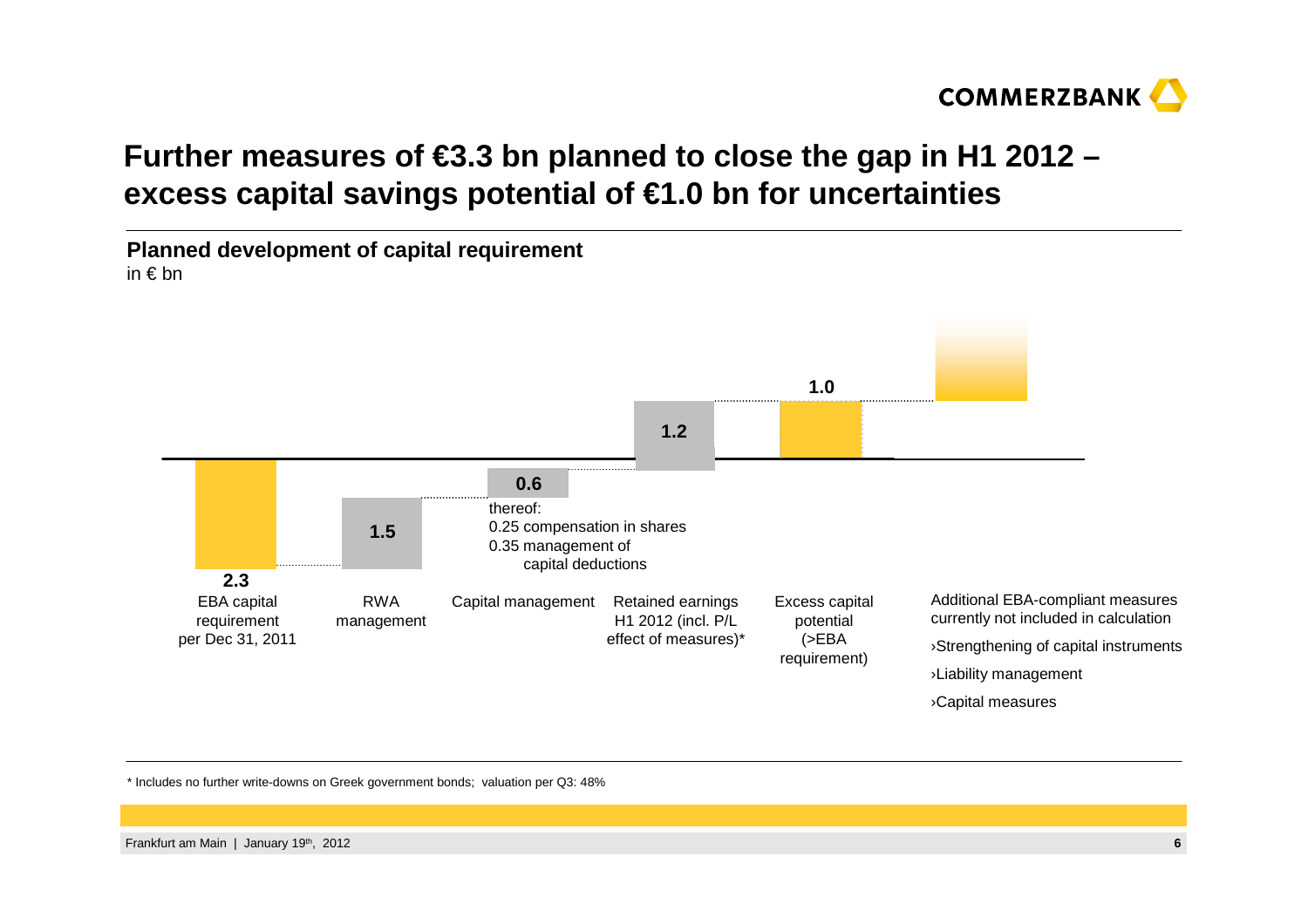# Further measures of €3.3 bn planned to close the gap in H1 2012 – excess capital savings potential of €1.0 bn for uncertainties

**Planned development of capital requirement**
in € bn

| EBA capital requirement per Dec 31, 2011 | RWA management | Capital management | Retained earnings H1 2012 (incl. P/L effect of measures)* | Excess capital potential (>EBA requirement) |
|---|---|---|---|---|
| 2.3 | 1.5 | 0.6 | 1.2 | 1.0 |

Capital management 0.6 – thereof:
- 0.25 compensation in shares
- 0.35 management of capital deductions

Additional EBA-compliant measures currently not included in calculation
- ›Strengthening of capital instruments
- ›Liability management
- ›Capital measures

\* Includes no further write-downs on Greek government bonds; valuation per Q3: 48%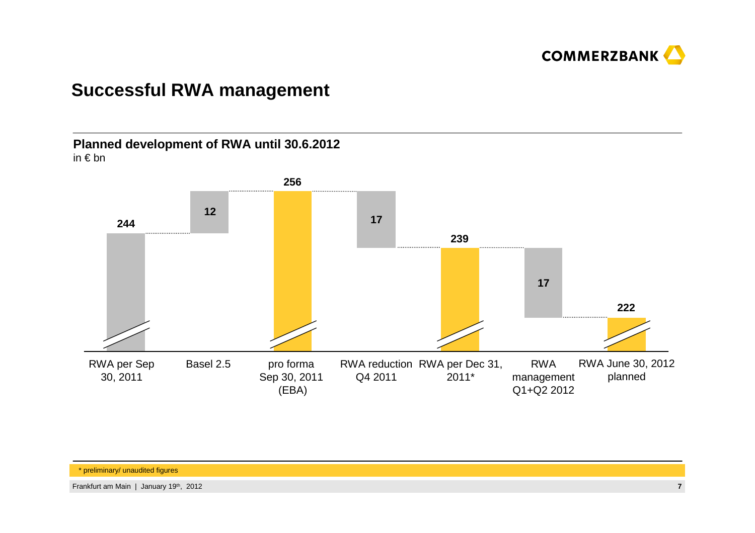# Successful RWA management

**Planned development of RWA until 30.6.2012**
in € bn

| | RWA per Sep 30, 2011 | Basel 2.5 | pro forma Sep 30, 2011 (EBA) | RWA reduction Q4 2011 | RWA per Dec 31, 2011* | RWA management Q1+Q2 2012 | RWA June 30, 2012 planned |
|---|---|---|---|---|---|---|---|
| € bn | 244 | 12 | 256 | 17 | 239 | 17 | 222 |

\* preliminary/ unaudited figures

Frankfurt am Main | January 19th, 2012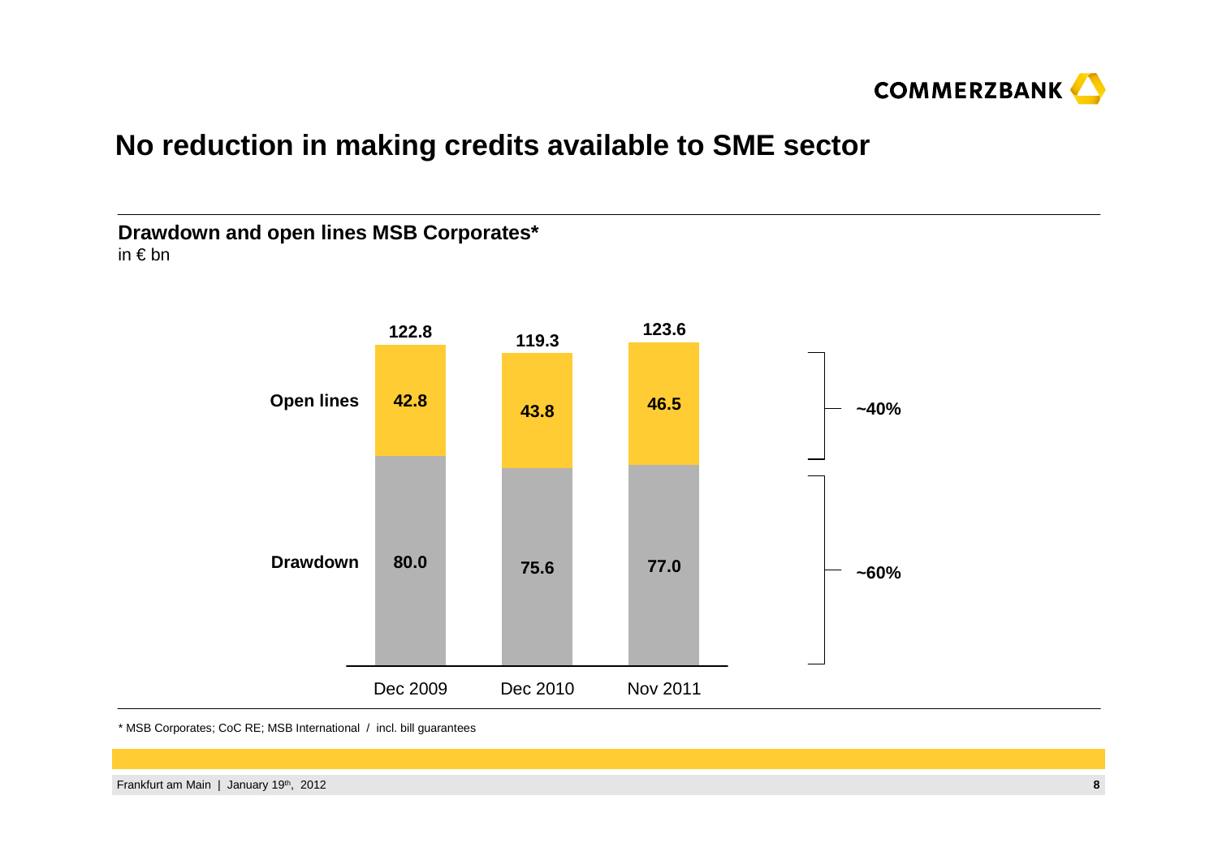# No reduction in making credits available to SME sector

**Drawdown and open lines MSB Corporates***
in € bn

| | Dec 2009 | Dec 2010 | Nov 2011 | |
|---|---|---|---|---|
| Open lines | 42.8 | 43.8 | 46.5 | ~40% |
| Drawdown | 80.0 | 75.6 | 77.0 | ~60% |
| Total | 122.8 | 119.3 | 123.6 | |

\* MSB Corporates; CoC RE; MSB International / incl. bill guarantees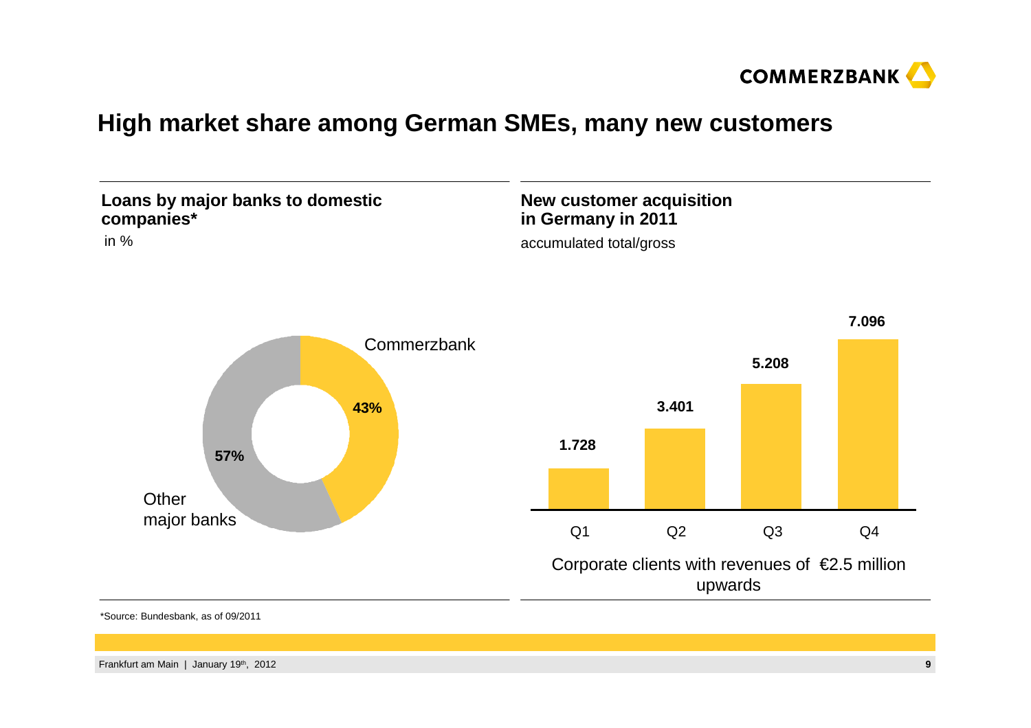# High market share among German SMEs, many new customers

## Loans by major banks to domestic companies*

in %

| | % |
| --- | --- |
| Commerzbank | 43% |
| Other major banks | 57% |

## New customer acquisition in Germany in 2011

accumulated total/gross

| Q1 | Q2 | Q3 | Q4 |
| --- | --- | --- | --- |
| 1.728 | 3.401 | 5.208 | 7.096 |

Corporate clients with revenues of €2.5 million upwards

*Source: Bundesbank, as of 09/2011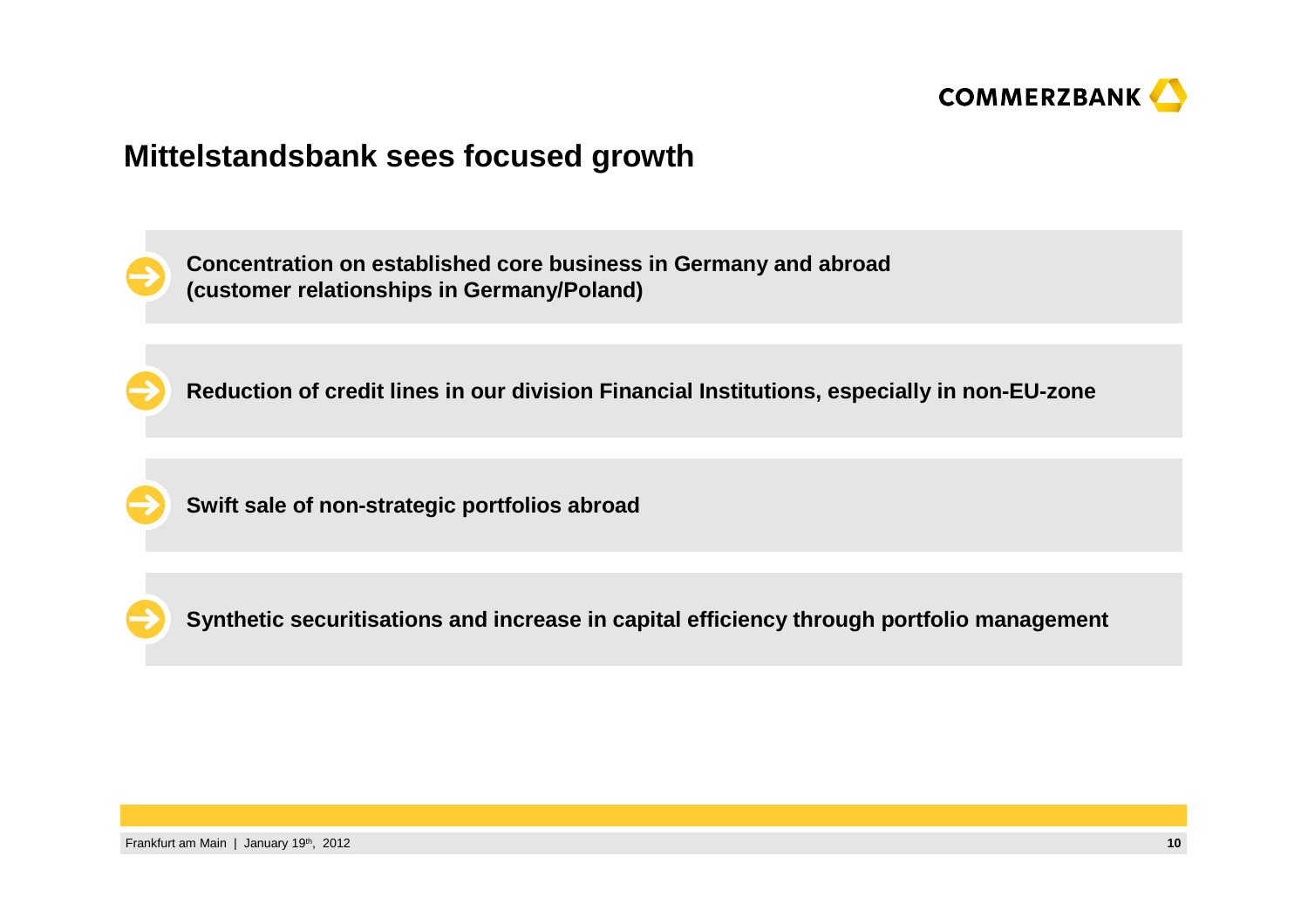# Mittelstandsbank sees focused growth

- **Concentration on established core business in Germany and abroad (customer relationships in Germany/Poland)**
- **Reduction of credit lines in our division Financial Institutions, especially in non-EU-zone**
- **Swift sale of non-strategic portfolios abroad**
- **Synthetic securitisations and increase in capital efficiency through portfolio management**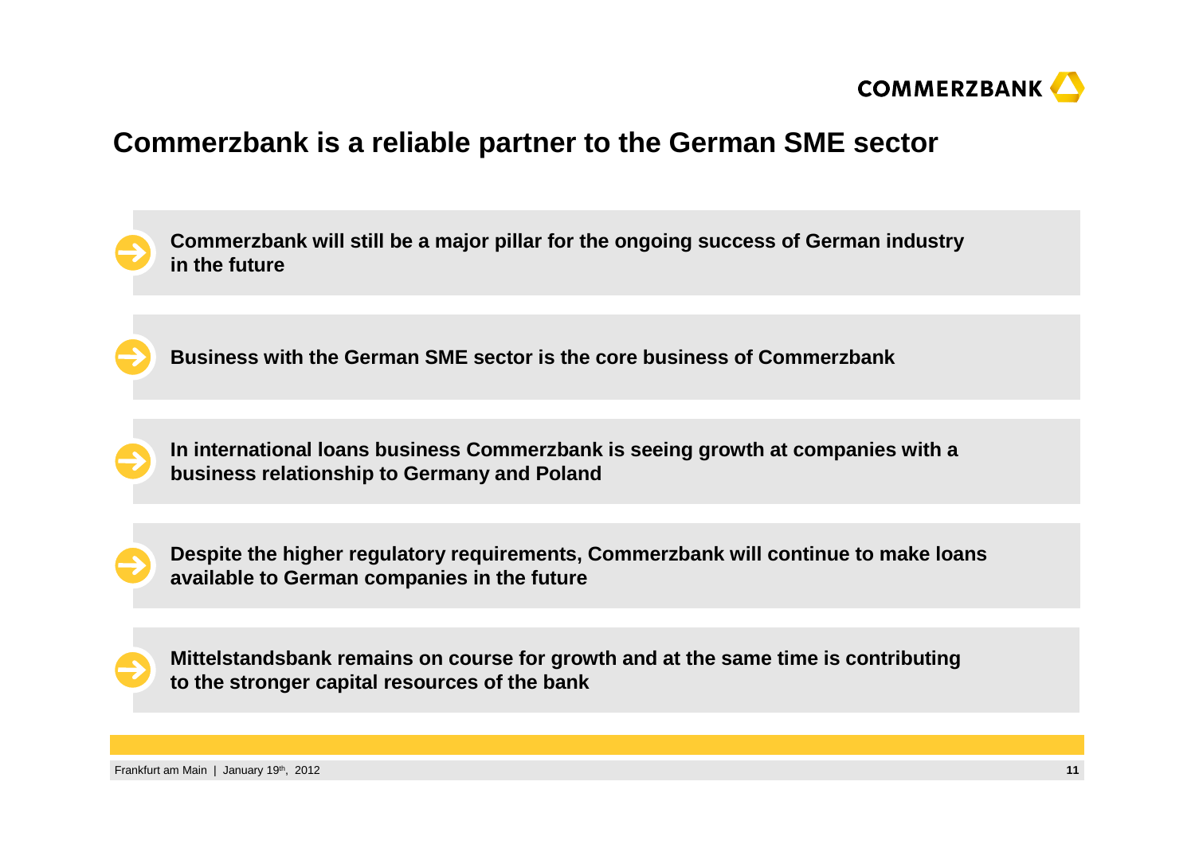# Commerzbank is a reliable partner to the German SME sector

- **Commerzbank will still be a major pillar for the ongoing success of German industry in the future**
- **Business with the German SME sector is the core business of Commerzbank**
- **In international loans business Commerzbank is seeing growth at companies with a business relationship to Germany and Poland**
- **Despite the higher regulatory requirements, Commerzbank will continue to make loans available to German companies in the future**
- **Mittelstandsbank remains on course for growth and at the same time is contributing to the stronger capital resources of the bank**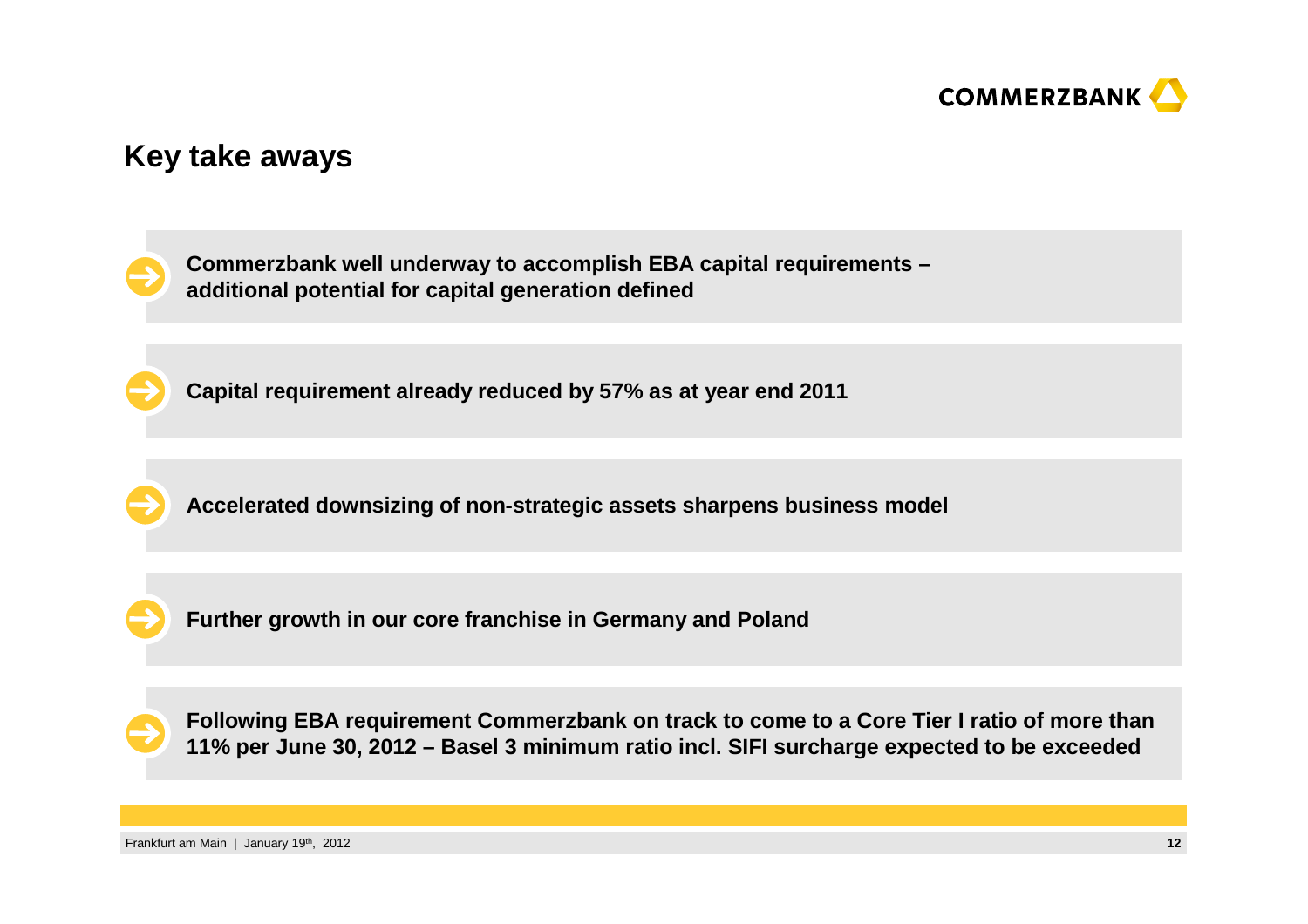# Key take aways

- **Commerzbank well underway to accomplish EBA capital requirements – additional potential for capital generation defined**

- **Capital requirement already reduced by 57% as at year end 2011**

- **Accelerated downsizing of non-strategic assets sharpens business model**

- **Further growth in our core franchise in Germany and Poland**

- **Following EBA requirement Commerzbank on track to come to a Core Tier I ratio of more than 11% per June 30, 2012 – Basel 3 minimum ratio incl. SIFI surcharge expected to be exceeded**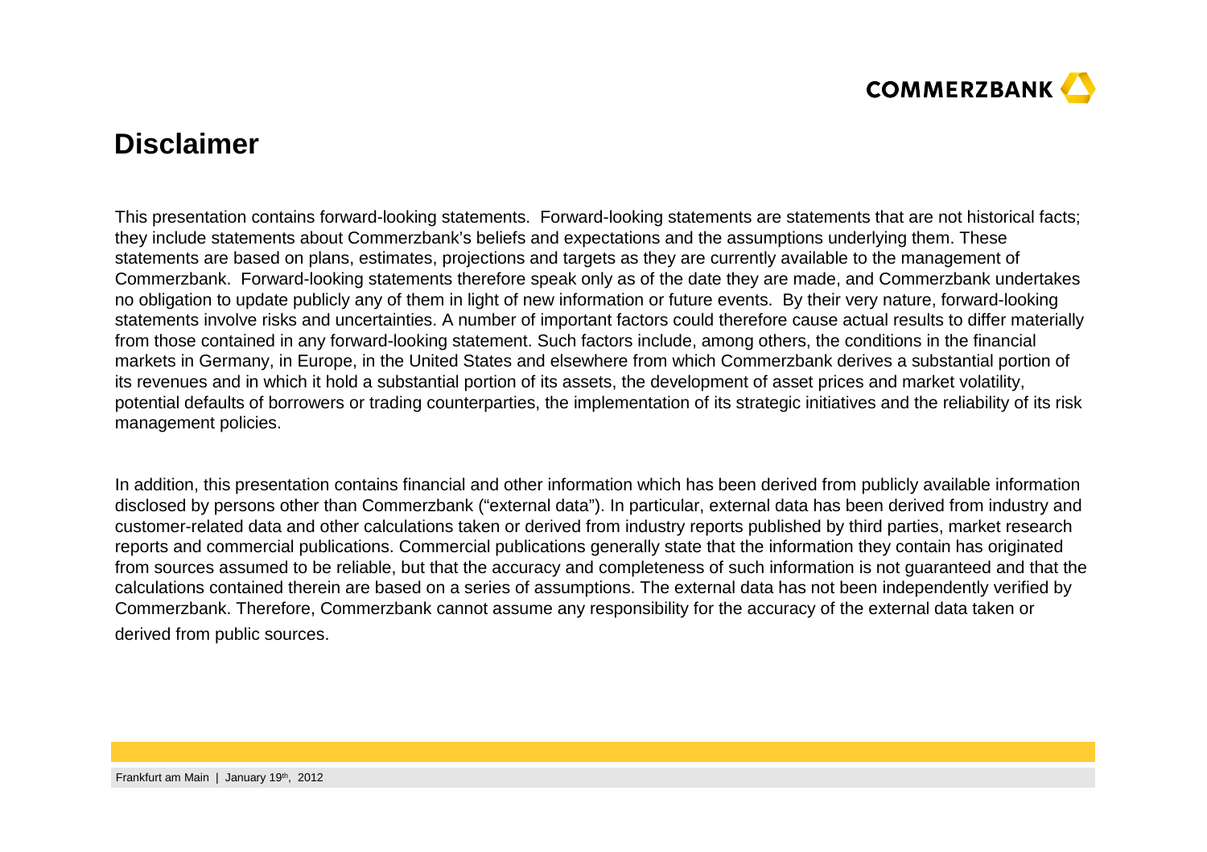# Disclaimer

This presentation contains forward-looking statements. Forward-looking statements are statements that are not historical facts; they include statements about Commerzbank's beliefs and expectations and the assumptions underlying them. These statements are based on plans, estimates, projections and targets as they are currently available to the management of Commerzbank. Forward-looking statements therefore speak only as of the date they are made, and Commerzbank undertakes no obligation to update publicly any of them in light of new information or future events. By their very nature, forward-looking statements involve risks and uncertainties. A number of important factors could therefore cause actual results to differ materially from those contained in any forward-looking statement. Such factors include, among others, the conditions in the financial markets in Germany, in Europe, in the United States and elsewhere from which Commerzbank derives a substantial portion of its revenues and in which it hold a substantial portion of its assets, the development of asset prices and market volatility, potential defaults of borrowers or trading counterparties, the implementation of its strategic initiatives and the reliability of its risk management policies.

In addition, this presentation contains financial and other information which has been derived from publicly available information disclosed by persons other than Commerzbank ("external data"). In particular, external data has been derived from industry and customer-related data and other calculations taken or derived from industry reports published by third parties, market research reports and commercial publications. Commercial publications generally state that the information they contain has originated from sources assumed to be reliable, but that the accuracy and completeness of such information is not guaranteed and that the calculations contained therein are based on a series of assumptions. The external data has not been independently verified by Commerzbank. Therefore, Commerzbank cannot assume any responsibility for the accuracy of the external data taken or derived from public sources.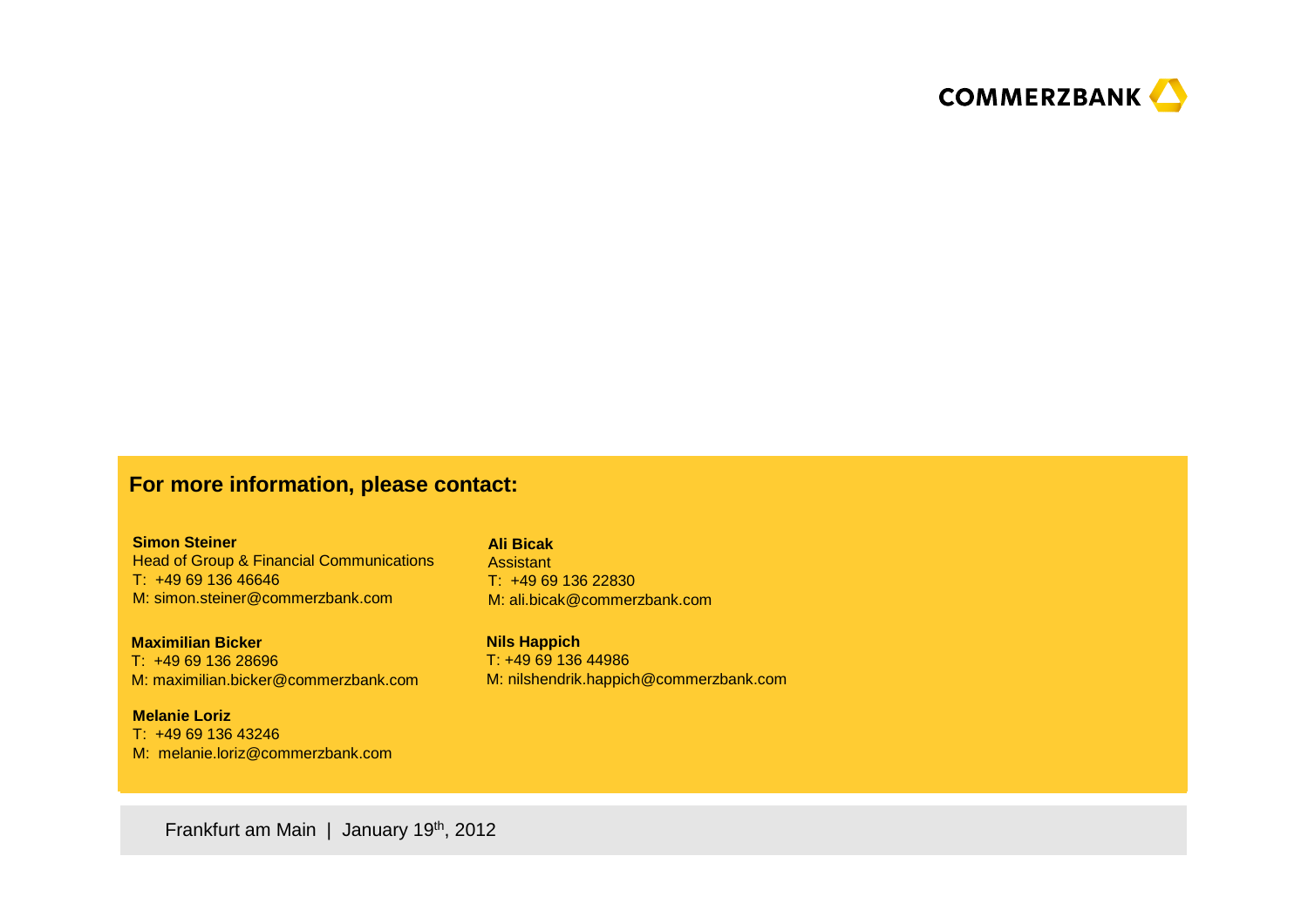COMMERZBANK

## For more information, please contact:

**Simon Steiner**
Head of Group & Financial Communications
T: +49 69 136 46646
M: simon.steiner@commerzbank.com

**Maximilian Bicker**
T: +49 69 136 28696
M: maximilian.bicker@commerzbank.com

**Melanie Loriz**
T: +49 69 136 43246
M: melanie.loriz@commerzbank.com

**Ali Bicak**
Assistant
T: +49 69 136 22830
M: ali.bicak@commerzbank.com

**Nils Happich**
T: +49 69 136 44986
M: nilshendrik.happich@commerzbank.com

Frankfurt am Main | January 19th, 2012